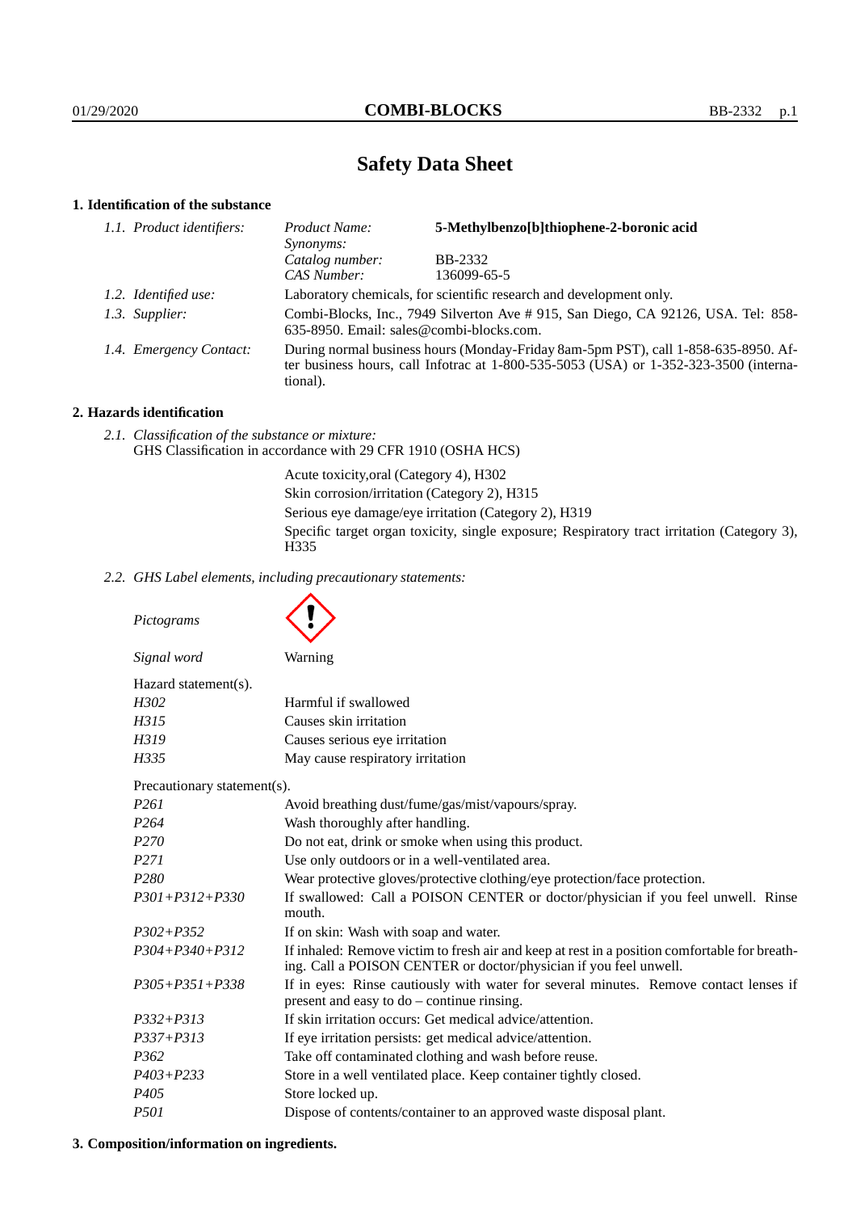# Safety Data Sheet

## 1. Identification of the substance

| | | |
|---|---|---|
| *1.1. Product identifiers:* | *Product Name:* | **5-Methylbenzo[b]thiophene-2-boronic acid** |
| | *Synonyms:* | |
| | *Catalog number:* | BB-2332 |
| | *CAS Number:* | 136099-65-5 |
| *1.2. Identified use:* | Laboratory chemicals, for scientific research and development only. | |
| *1.3. Supplier:* | Combi-Blocks, Inc., 7949 Silverton Ave # 915, San Diego, CA 92126, USA. Tel: 858-635-8950. Email: sales@combi-blocks.com. | |
| *1.4. Emergency Contact:* | During normal business hours (Monday-Friday 8am-5pm PST), call 1-858-635-8950. After business hours, call Infotrac at 1-800-535-5053 (USA) or 1-352-323-3500 (international). | |

## 2. Hazards identification

*2.1. Classification of the substance or mixture:*
GHS Classification in accordance with 29 CFR 1910 (OSHA HCS)

Acute toxicity,oral (Category 4), H302
Skin corrosion/irritation (Category 2), H315
Serious eye damage/eye irritation (Category 2), H319
Specific target organ toxicity, single exposure; Respiratory tract irritation (Category 3), H335

*2.2. GHS Label elements, including precautionary statements:*

*Pictograms*

*Signal word* Warning

Hazard statement(s).

| | |
|---|---|
| *H302* | Harmful if swallowed |
| *H315* | Causes skin irritation |
| *H319* | Causes serious eye irritation |
| *H335* | May cause respiratory irritation |

Precautionary statement(s).

| | |
|---|---|
| *P261* | Avoid breathing dust/fume/gas/mist/vapours/spray. |
| *P264* | Wash thoroughly after handling. |
| *P270* | Do not eat, drink or smoke when using this product. |
| *P271* | Use only outdoors or in a well-ventilated area. |
| *P280* | Wear protective gloves/protective clothing/eye protection/face protection. |
| *P301+P312+P330* | If swallowed: Call a POISON CENTER or doctor/physician if you feel unwell. Rinse mouth. |
| *P302+P352* | If on skin: Wash with soap and water. |
| *P304+P340+P312* | If inhaled: Remove victim to fresh air and keep at rest in a position comfortable for breathing. Call a POISON CENTER or doctor/physician if you feel unwell. |
| *P305+P351+P338* | If in eyes: Rinse cautiously with water for several minutes. Remove contact lenses if present and easy to do – continue rinsing. |
| *P332+P313* | If skin irritation occurs: Get medical advice/attention. |
| *P337+P313* | If eye irritation persists: get medical advice/attention. |
| *P362* | Take off contaminated clothing and wash before reuse. |
| *P403+P233* | Store in a well ventilated place. Keep container tightly closed. |
| *P405* | Store locked up. |
| *P501* | Dispose of contents/container to an approved waste disposal plant. |

## 3. Composition/information on ingredients.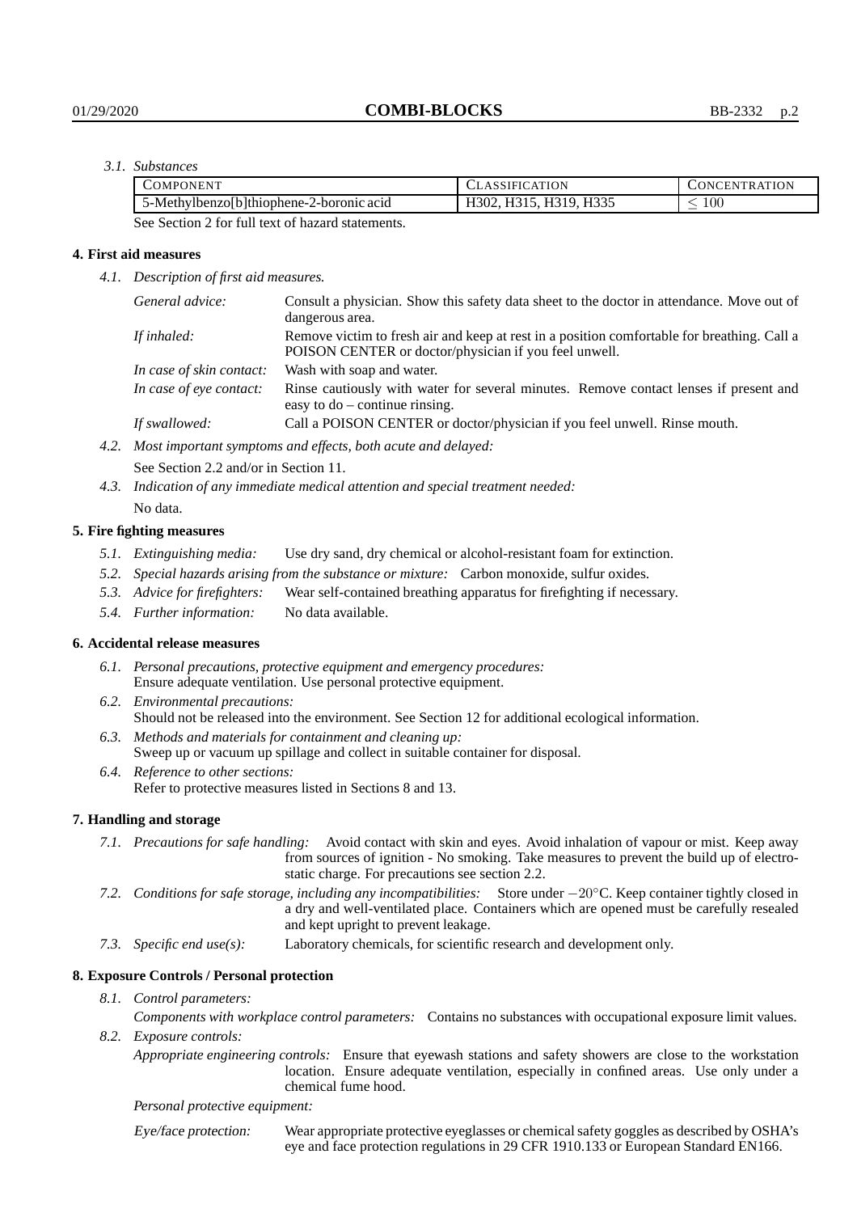*3.1. Substances*

| COMPONENT | CLASSIFICATION | CONCENTRATION |
| --- | --- | --- |
| 5-Methylbenzo[b]thiophene-2-boronic acid | H302, H315, H319, H335 | $\leq 100$ |

See Section 2 for full text of hazard statements.

### 4. First aid measures

*4.1. Description of first aid measures.*

*General advice:* Consult a physician. Show this safety data sheet to the doctor in attendance. Move out of dangerous area.

*If inhaled:* Remove victim to fresh air and keep at rest in a position comfortable for breathing. Call a POISON CENTER or doctor/physician if you feel unwell.

*In case of skin contact:* Wash with soap and water.

*In case of eye contact:* Rinse cautiously with water for several minutes. Remove contact lenses if present and easy to do – continue rinsing.

*If swallowed:* Call a POISON CENTER or doctor/physician if you feel unwell. Rinse mouth.

*4.2. Most important symptoms and effects, both acute and delayed:*

See Section 2.2 and/or in Section 11.

*4.3. Indication of any immediate medical attention and special treatment needed:*

No data.

### 5. Fire fighting measures

*5.1. Extinguishing media:* Use dry sand, dry chemical or alcohol-resistant foam for extinction.

*5.2. Special hazards arising from the substance or mixture:* Carbon monoxide, sulfur oxides.

*5.3. Advice for firefighters:* Wear self-contained breathing apparatus for firefighting if necessary.

*5.4. Further information:* No data available.

### 6. Accidental release measures

*6.1. Personal precautions, protective equipment and emergency procedures:*
Ensure adequate ventilation. Use personal protective equipment.

*6.2. Environmental precautions:*
Should not be released into the environment. See Section 12 for additional ecological information.

*6.3. Methods and materials for containment and cleaning up:*
Sweep up or vacuum up spillage and collect in suitable container for disposal.

*6.4. Reference to other sections:*
Refer to protective measures listed in Sections 8 and 13.

### 7. Handling and storage

*7.1. Precautions for safe handling:* Avoid contact with skin and eyes. Avoid inhalation of vapour or mist. Keep away from sources of ignition - No smoking. Take measures to prevent the build up of electrostatic charge. For precautions see section 2.2.

*7.2. Conditions for safe storage, including any incompatibilities:* Store under $-20^{\circ}$C. Keep container tightly closed in a dry and well-ventilated place. Containers which are opened must be carefully resealed and kept upright to prevent leakage.

*7.3. Specific end use(s):* Laboratory chemicals, for scientific research and development only.

### 8. Exposure Controls / Personal protection

*8.1. Control parameters:*

*Components with workplace control parameters:* Contains no substances with occupational exposure limit values.

*8.2. Exposure controls:*

*Appropriate engineering controls:* Ensure that eyewash stations and safety showers are close to the workstation location. Ensure adequate ventilation, especially in confined areas. Use only under a chemical fume hood.

*Personal protective equipment:*

*Eye/face protection:* Wear appropriate protective eyeglasses or chemical safety goggles as described by OSHA's eye and face protection regulations in 29 CFR 1910.133 or European Standard EN166.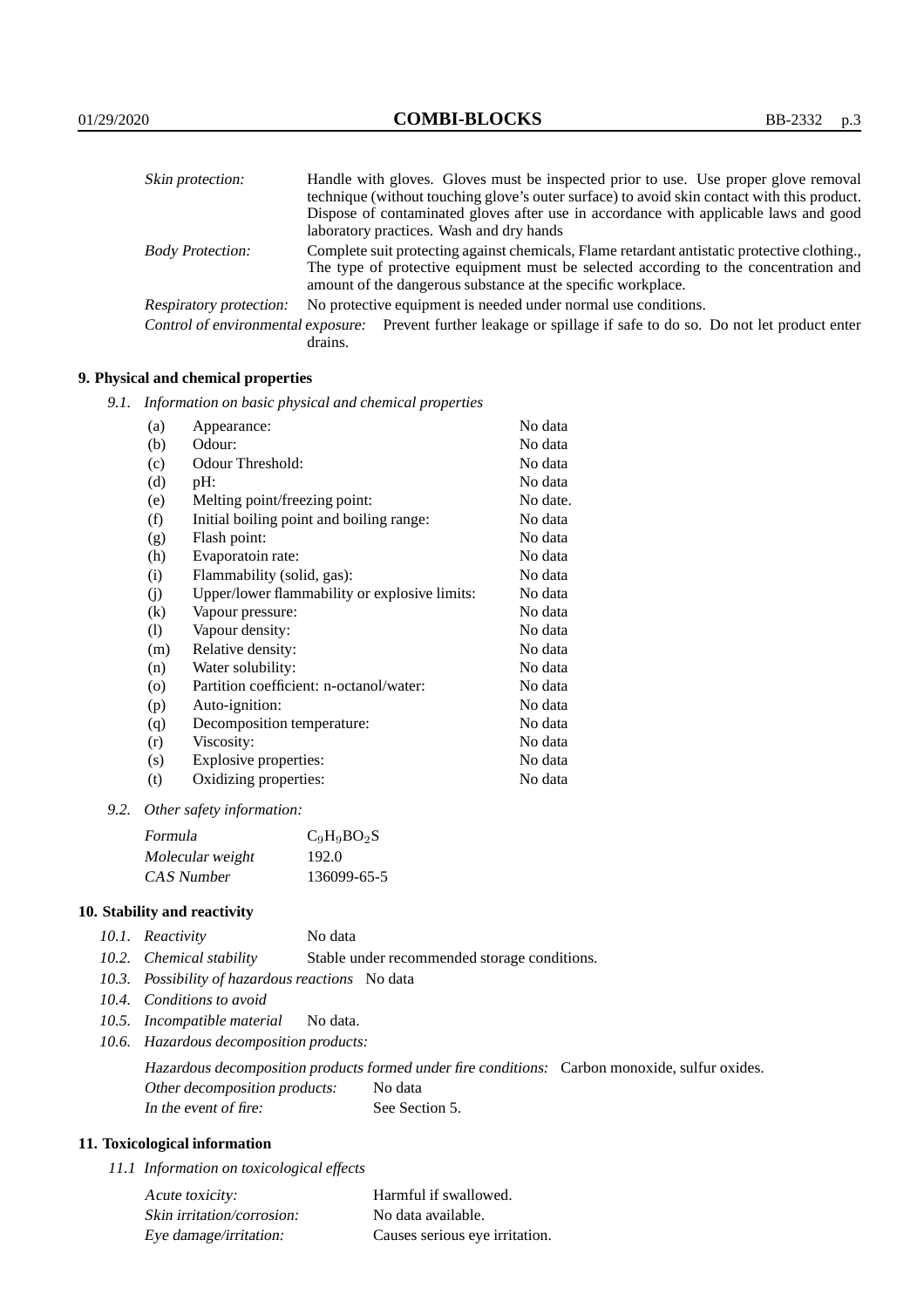| | |
|---|---|
| *Skin protection:* | Handle with gloves. Gloves must be inspected prior to use. Use proper glove removal technique (without touching glove's outer surface) to avoid skin contact with this product. Dispose of contaminated gloves after use in accordance with applicable laws and good laboratory practices. Wash and dry hands |
| *Body Protection:* | Complete suit protecting against chemicals, Flame retardant antistatic protective clothing., The type of protective equipment must be selected according to the concentration and amount of the dangerous substance at the specific workplace. |
| *Respiratory protection:* | No protective equipment is needed under normal use conditions. |
| *Control of environmental exposure:* | Prevent further leakage or spillage if safe to do so. Do not let product enter drains. |

## 9. Physical and chemical properties

*9.1. Information on basic physical and chemical properties*

| | | |
|---|---|---|
| (a) | Appearance: | No data |
| (b) | Odour: | No data |
| (c) | Odour Threshold: | No data |
| (d) | pH: | No data |
| (e) | Melting point/freezing point: | No date. |
| (f) | Initial boiling point and boiling range: | No data |
| (g) | Flash point: | No data |
| (h) | Evaporatoin rate: | No data |
| (i) | Flammability (solid, gas): | No data |
| (j) | Upper/lower flammability or explosive limits: | No data |
| (k) | Vapour pressure: | No data |
| (l) | Vapour density: | No data |
| (m) | Relative density: | No data |
| (n) | Water solubility: | No data |
| (o) | Partition coefficient: n-octanol/water: | No data |
| (p) | Auto-ignition: | No data |
| (q) | Decomposition temperature: | No data |
| (r) | Viscosity: | No data |
| (s) | Explosive properties: | No data |
| (t) | Oxidizing properties: | No data |

*9.2. Other safety information:*

| | |
|---|---|
| *Formula* | $C_9H_9BO_2S$ |
| *Molecular weight* | 192.0 |
| *CAS Number* | 136099-65-5 |

## 10. Stability and reactivity

*10.1. Reactivity* No data

*10.2. Chemical stability* Stable under recommended storage conditions.

*10.3. Possibility of hazardous reactions* No data

*10.4. Conditions to avoid*

*10.5. Incompatible material* No data.

*10.6. Hazardous decomposition products:*

*Hazardous decomposition products formed under fire conditions:* Carbon monoxide, sulfur oxides.

*Other decomposition products:* No data

*In the event of fire:* See Section 5.

## 11. Toxicological information

*11.1 Information on toxicological effects*

| | |
|---|---|
| *Acute toxicity:* | Harmful if swallowed. |
| *Skin irritation/corrosion:* | No data available. |
| *Eye damage/irritation:* | Causes serious eye irritation. |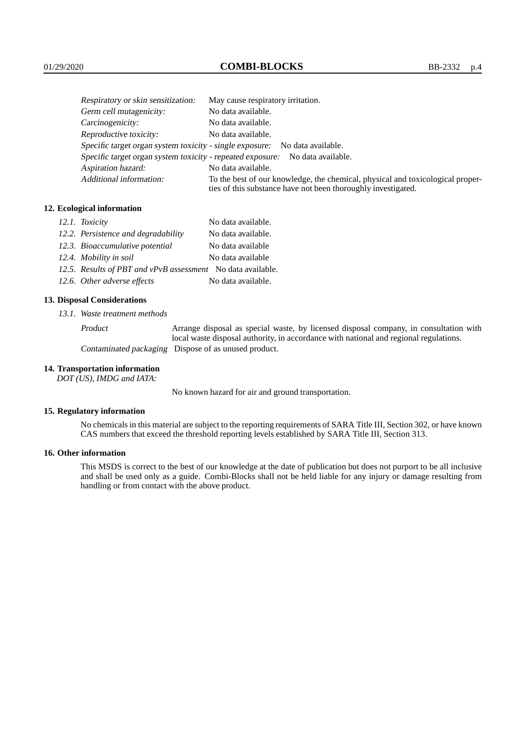| | |
|---|---|
| *Respiratory or skin sensitization:* | May cause respiratory irritation. |
| *Germ cell mutagenicity:* | No data available. |
| *Carcinogenicity:* | No data available. |
| *Reproductive toxicity:* | No data available. |
| *Specific target organ system toxicity - single exposure:* | No data available. |
| *Specific target organ system toxicity - repeated exposure:* | No data available. |
| *Aspiration hazard:* | No data available. |
| *Additional information:* | To the best of our knowledge, the chemical, physical and toxicological properties of this substance have not been thoroughly investigated. |

## 12. Ecological information

| | |
|---|---|
| *12.1. Toxicity* | No data available. |
| *12.2. Persistence and degradability* | No data available. |
| *12.3. Bioaccumulative potential* | No data available |
| *12.4. Mobility in soil* | No data available |
| *12.5. Results of PBT and vPvB assessment* | No data available. |
| *12.6. Other adverse effects* | No data available. |

## 13. Disposal Considerations

*13.1. Waste treatment methods*

| | |
|---|---|
| *Product* | Arrange disposal as special waste, by licensed disposal company, in consultation with local waste disposal authority, in accordance with national and regional regulations. |
| *Contaminated packaging* | Dispose of as unused product. |

## 14. Transportation information

*DOT (US), IMDG and IATA:*

No known hazard for air and ground transportation.

## 15. Regulatory information

No chemicals in this material are subject to the reporting requirements of SARA Title III, Section 302, or have known CAS numbers that exceed the threshold reporting levels established by SARA Title III, Section 313.

## 16. Other information

This MSDS is correct to the best of our knowledge at the date of publication but does not purport to be all inclusive and shall be used only as a guide. Combi-Blocks shall not be held liable for any injury or damage resulting from handling or from contact with the above product.